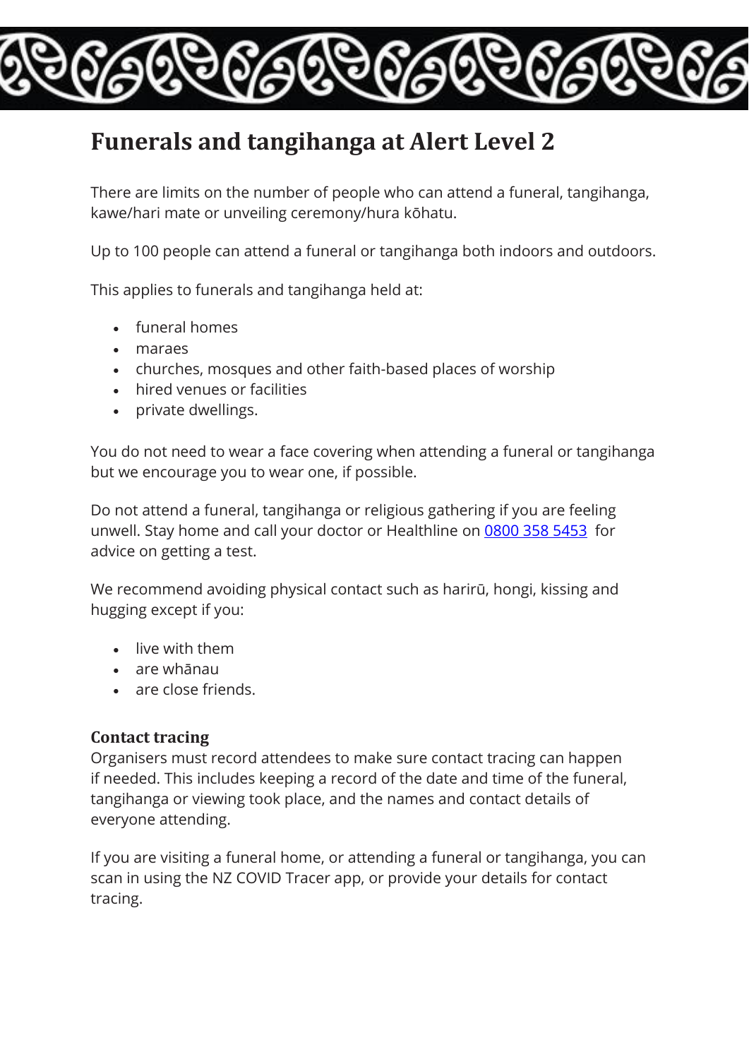# Funerals and tangihanga at Alert Level 2

There are limits on the number of people who can attend a funeral, tangihanga, kawe/hari mate or unveiling ceremony/hura kōhatu.

Up to 100 people can attend a funeral or tangihanga both indoors and outdoors.

This applies to funerals and tangihanga held at:

- funeral homes
- maraes
- churches, mosques and other faith-based places of worship
- hired venues or facilities
- private dwellings.

You do not need to wear a face covering when attending a funeral or tangihanga but we encourage you to wear one, if possible.

Do not attend a funeral, tangihanga or religious gathering if you are feeling unwell. Stay home and call your doctor or Healthline on 0800 358 5453 for advice on getting a test.

We recommend avoiding physical contact such as harirū, hongi, kissing and hugging except if you:

- live with them
- are whānau
- are close friends.

### Contact tracing

Organisers must record attendees to make sure contact tracing can happen if needed. This includes keeping a record of the date and time of the funeral, tangihanga or viewing took place, and the names and contact details of everyone attending.

If you are visiting a funeral home, or attending a funeral or tangihanga, you can scan in using the NZ COVID Tracer app, or provide your details for contact tracing.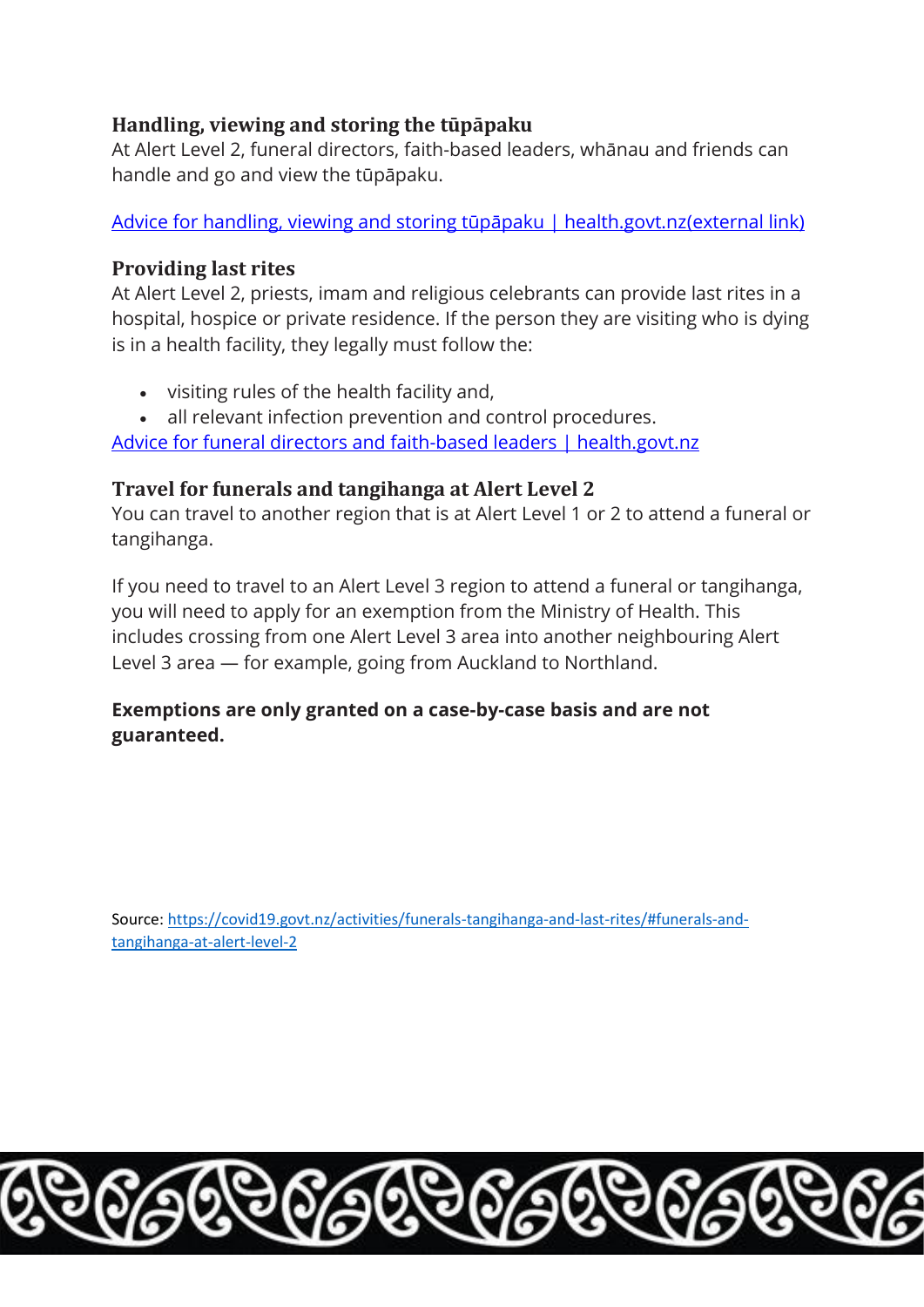### Handling, viewing and storing the tūpāpaku

At Alert Level 2, funeral directors, faith-based leaders, whānau and friends can handle and go and view the tūpāpaku.

[Advice for handling, viewing and storing tūpāpaku | health.govt.nz(external link)](https://www.health.govt.nz)

### Providing last rites

At Alert Level 2, priests, imam and religious celebrants can provide last rites in a hospital, hospice or private residence. If the person they are visiting who is dying is in a health facility, they legally must follow the:

- visiting rules of the health facility and,
- all relevant infection prevention and control procedures.

[Advice for funeral directors and faith-based leaders | health.govt.nz](https://www.health.govt.nz)

### Travel for funerals and tangihanga at Alert Level 2

You can travel to another region that is at Alert Level 1 or 2 to attend a funeral or tangihanga.

If you need to travel to an Alert Level 3 region to attend a funeral or tangihanga, you will need to apply for an exemption from the Ministry of Health. This includes crossing from one Alert Level 3 area into another neighbouring Alert Level 3 area — for example, going from Auckland to Northland.

**Exemptions are only granted on a case-by-case basis and are not guaranteed.**

Source: [https://covid19.govt.nz/activities/funerals-tangihanga-and-last-rites/#funerals-and-tangihanga-at-alert-level-2](https://covid19.govt.nz/activities/funerals-tangihanga-and-last-rites/#funerals-and-tangihanga-at-alert-level-2)